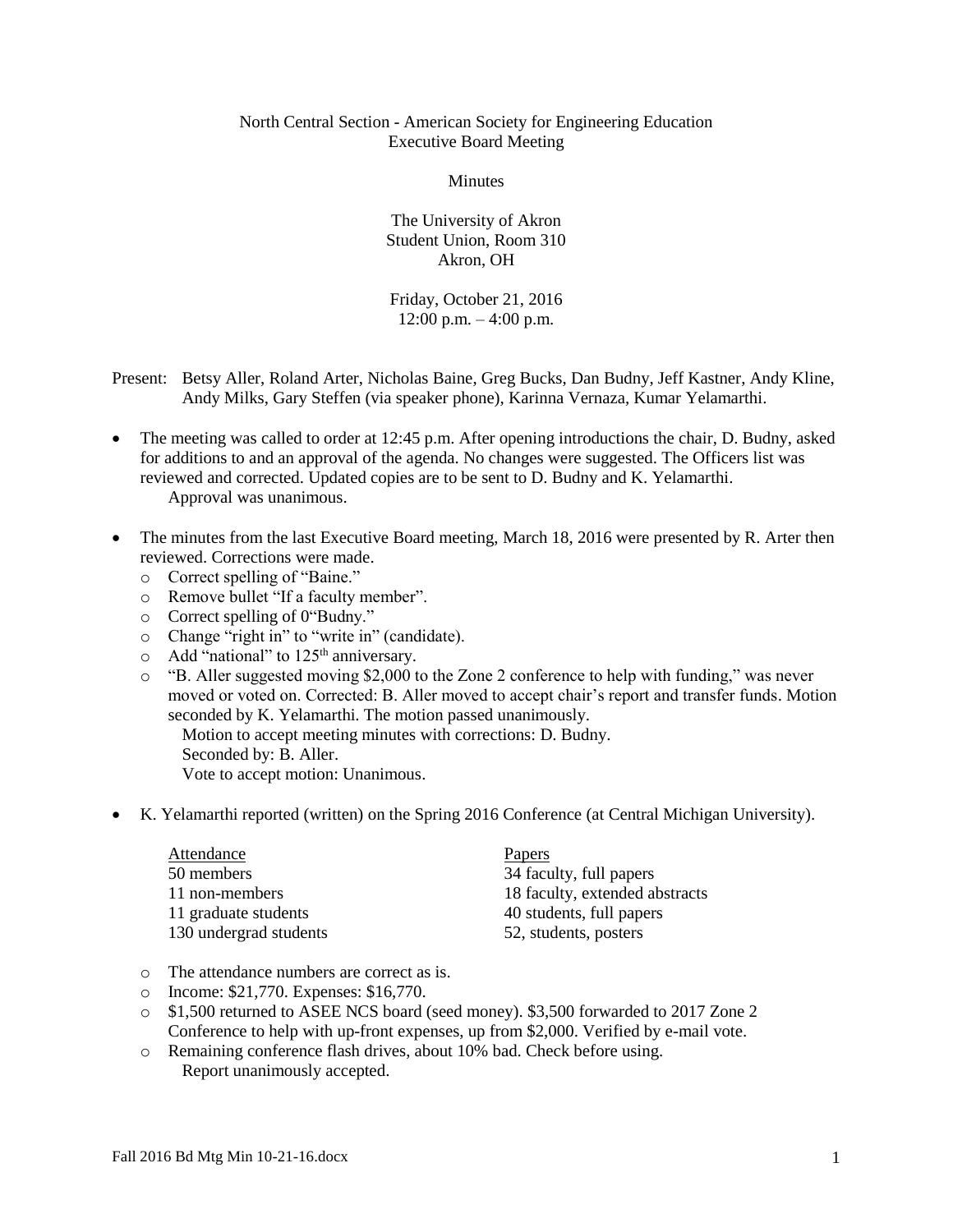North Central Section - American Society for Engineering Education
Executive Board Meeting

Minutes

The University of Akron
Student Union, Room 310
Akron, OH

Friday, October 21, 2016
12:00 p.m. – 4:00 p.m.

Present: Betsy Aller, Roland Arter, Nicholas Baine, Greg Bucks, Dan Budny, Jeff Kastner, Andy Kline, Andy Milks, Gary Steffen (via speaker phone), Karinna Vernaza, Kumar Yelamarthi.

- The meeting was called to order at 12:45 p.m. After opening introductions the chair, D. Budny, asked for additions to and an approval of the agenda. No changes were suggested. The Officers list was reviewed and corrected. Updated copies are to be sent to D. Budny and K. Yelamarthi.
  Approval was unanimous.

- The minutes from the last Executive Board meeting, March 18, 2016 were presented by R. Arter then reviewed. Corrections were made.
  - Correct spelling of "Baine."
  - Remove bullet "If a faculty member".
  - Correct spelling of 0"Budny."
  - Change "right in" to "write in" (candidate).
  - Add "national" to 125th anniversary.
  - "B. Aller suggested moving $2,000 to the Zone 2 conference to help with funding," was never moved or voted on. Corrected: B. Aller moved to accept chair's report and transfer funds. Motion seconded by K. Yelamarthi. The motion passed unanimously.
    Motion to accept meeting minutes with corrections: D. Budny.
    Seconded by: B. Aller.
    Vote to accept motion: Unanimous.

- K. Yelamarthi reported (written) on the Spring 2016 Conference (at Central Michigan University).

| Attendance | Papers |
|---|---|
| 50 members | 34 faculty, full papers |
| 11 non-members | 18 faculty, extended abstracts |
| 11 graduate students | 40 students, full papers |
| 130 undergrad students | 52, students, posters |

  - The attendance numbers are correct as is.
  - Income: $21,770. Expenses: $16,770.
  - $1,500 returned to ASEE NCS board (seed money). $3,500 forwarded to 2017 Zone 2 Conference to help with up-front expenses, up from $2,000. Verified by e-mail vote.
  - Remaining conference flash drives, about 10% bad. Check before using.
    Report unanimously accepted.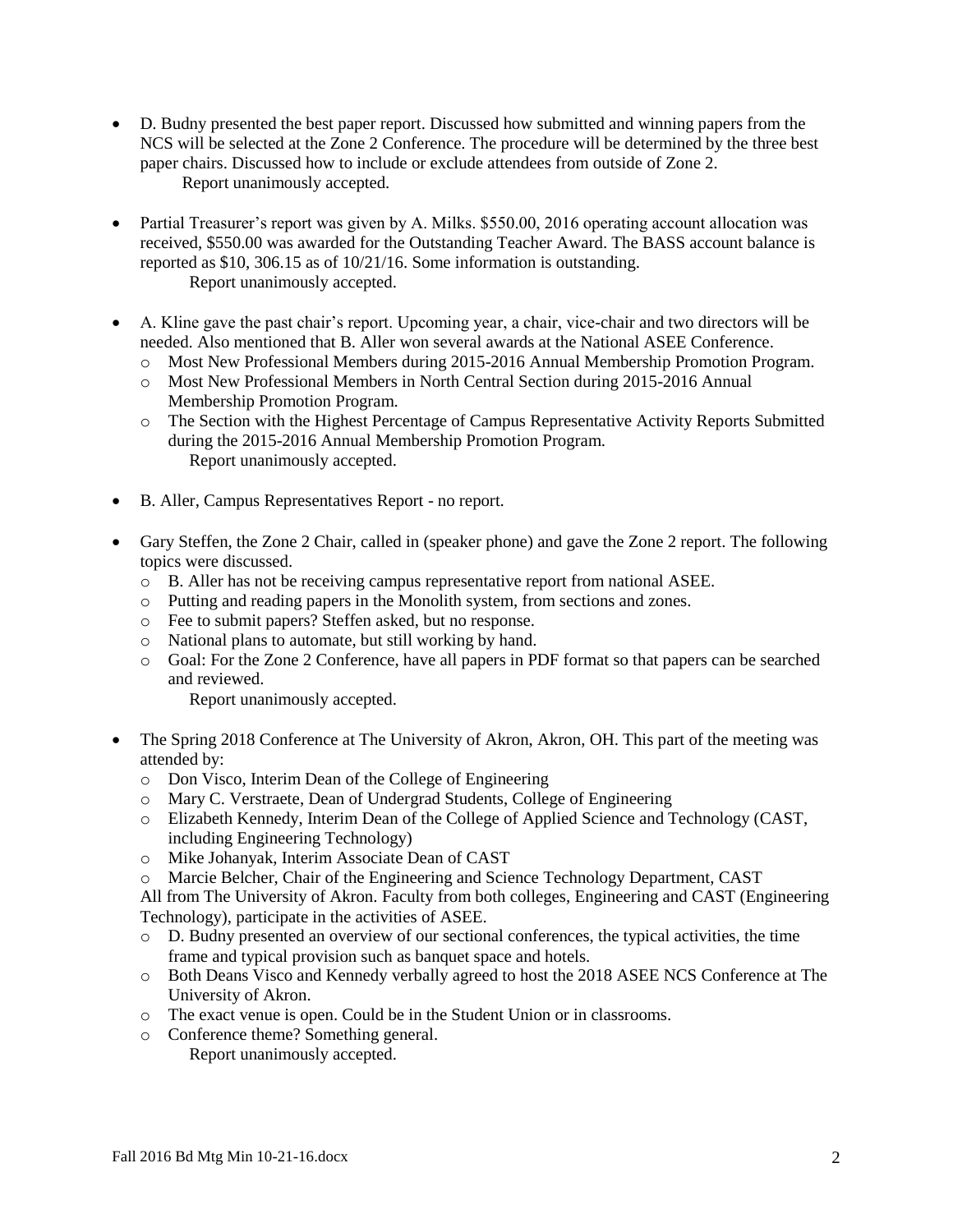- D. Budny presented the best paper report. Discussed how submitted and winning papers from the NCS will be selected at the Zone 2 Conference. The procedure will be determined by the three best paper chairs. Discussed how to include or exclude attendees from outside of Zone 2.
  Report unanimously accepted.

- Partial Treasurer's report was given by A. Milks. $550.00, 2016 operating account allocation was received, $550.00 was awarded for the Outstanding Teacher Award. The BASS account balance is reported as $10, 306.15 as of 10/21/16. Some information is outstanding.
  Report unanimously accepted.

- A. Kline gave the past chair's report. Upcoming year, a chair, vice-chair and two directors will be needed. Also mentioned that B. Aller won several awards at the National ASEE Conference.
  - Most New Professional Members during 2015-2016 Annual Membership Promotion Program.
  - Most New Professional Members in North Central Section during 2015-2016 Annual Membership Promotion Program.
  - The Section with the Highest Percentage of Campus Representative Activity Reports Submitted during the 2015-2016 Annual Membership Promotion Program.
  
  Report unanimously accepted.

- B. Aller, Campus Representatives Report - no report.

- Gary Steffen, the Zone 2 Chair, called in (speaker phone) and gave the Zone 2 report. The following topics were discussed.
  - B. Aller has not be receiving campus representative report from national ASEE.
  - Putting and reading papers in the Monolith system, from sections and zones.
  - Fee to submit papers? Steffen asked, but no response.
  - National plans to automate, but still working by hand.
  - Goal: For the Zone 2 Conference, have all papers in PDF format so that papers can be searched and reviewed.
  
  Report unanimously accepted.

- The Spring 2018 Conference at The University of Akron, Akron, OH. This part of the meeting was attended by:
  - Don Visco, Interim Dean of the College of Engineering
  - Mary C. Verstraete, Dean of Undergrad Students, College of Engineering
  - Elizabeth Kennedy, Interim Dean of the College of Applied Science and Technology (CAST, including Engineering Technology)
  - Mike Johanyak, Interim Associate Dean of CAST
  - Marcie Belcher, Chair of the Engineering and Science Technology Department, CAST
  
  All from The University of Akron. Faculty from both colleges, Engineering and CAST (Engineering Technology), participate in the activities of ASEE.
  - D. Budny presented an overview of our sectional conferences, the typical activities, the time frame and typical provision such as banquet space and hotels.
  - Both Deans Visco and Kennedy verbally agreed to host the 2018 ASEE NCS Conference at The University of Akron.
  - The exact venue is open. Could be in the Student Union or in classrooms.
  - Conference theme? Something general.
  
  Report unanimously accepted.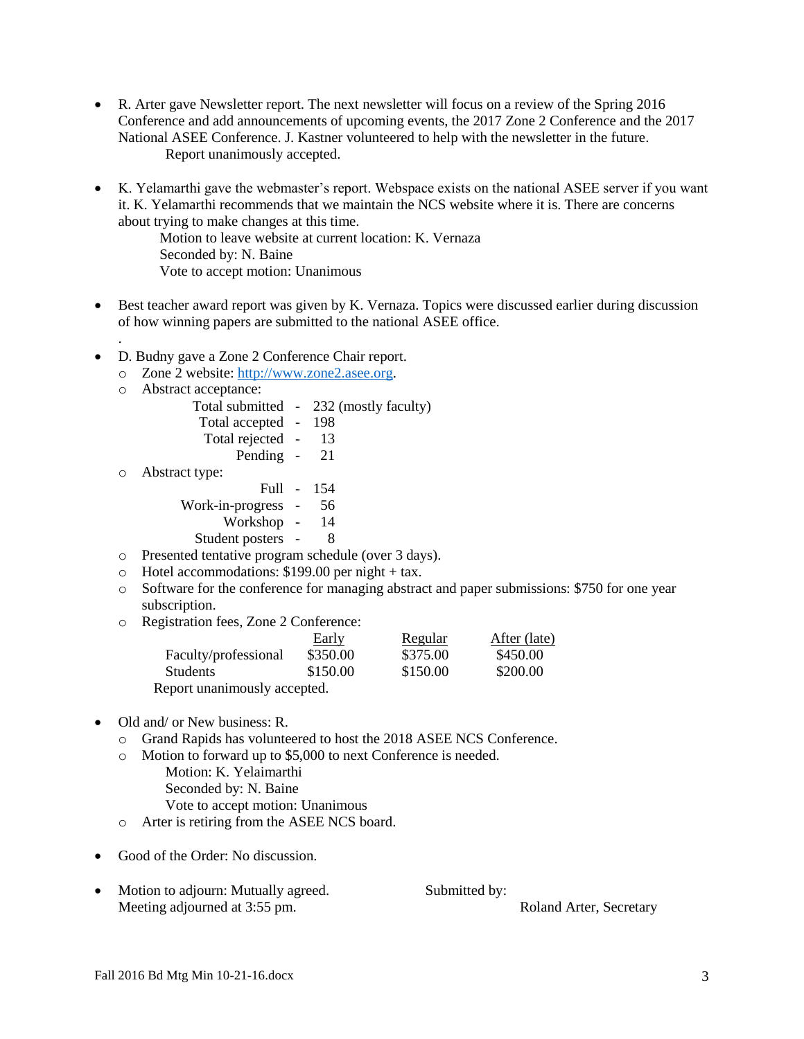- R. Arter gave Newsletter report. The next newsletter will focus on a review of the Spring 2016 Conference and add announcements of upcoming events, the 2017 Zone 2 Conference and the 2017 National ASEE Conference. J. Kastner volunteered to help with the newsletter in the future.

  Report unanimously accepted.

- K. Yelamarthi gave the webmaster's report. Webspace exists on the national ASEE server if you want it. K. Yelamarthi recommends that we maintain the NCS website where it is. There are concerns about trying to make changes at this time.

  Motion to leave website at current location: K. Vernaza
  Seconded by: N. Baine
  Vote to accept motion: Unanimous

- Best teacher award report was given by K. Vernaza. Topics were discussed earlier during discussion of how winning papers are submitted to the national ASEE office.

  .

- D. Budny gave a Zone 2 Conference Chair report.
  - Zone 2 website: [http://www.zone2.asee.org](http://www.zone2.asee.org).
  - Abstract acceptance:

    | | | |
    |---|---|---|
    | Total submitted | - | 232 (mostly faculty) |
    | Total accepted | - | 198 |
    | Total rejected | - | 13 |
    | Pending | - | 21 |

  - Abstract type:

    | | | |
    |---|---|---|
    | Full | - | 154 |
    | Work-in-progress | - | 56 |
    | Workshop | - | 14 |
    | Student posters | - | 8 |

  - Presented tentative program schedule (over 3 days).
  - Hotel accommodations: $199.00 per night + tax.
  - Software for the conference for managing abstract and paper submissions: $750 for one year subscription.
  - Registration fees, Zone 2 Conference:

    | | Early | Regular | After (late) |
    |---|---|---|---|
    | Faculty/professional | $350.00 | $375.00 | $450.00 |
    | Students | $150.00 | $150.00 | $200.00 |

  Report unanimously accepted.

- Old and/ or New business: R.
  - Grand Rapids has volunteered to host the 2018 ASEE NCS Conference.
  - Motion to forward up to $5,000 to next Conference is needed.

    Motion: K. Yelaimarthi
    Seconded by: N. Baine
    Vote to accept motion: Unanimous
  - Arter is retiring from the ASEE NCS board.

- Good of the Order: No discussion.

- Motion to adjourn: Mutually agreed.
  Meeting adjourned at 3:55 pm.

Submitted by:

Roland Arter, Secretary